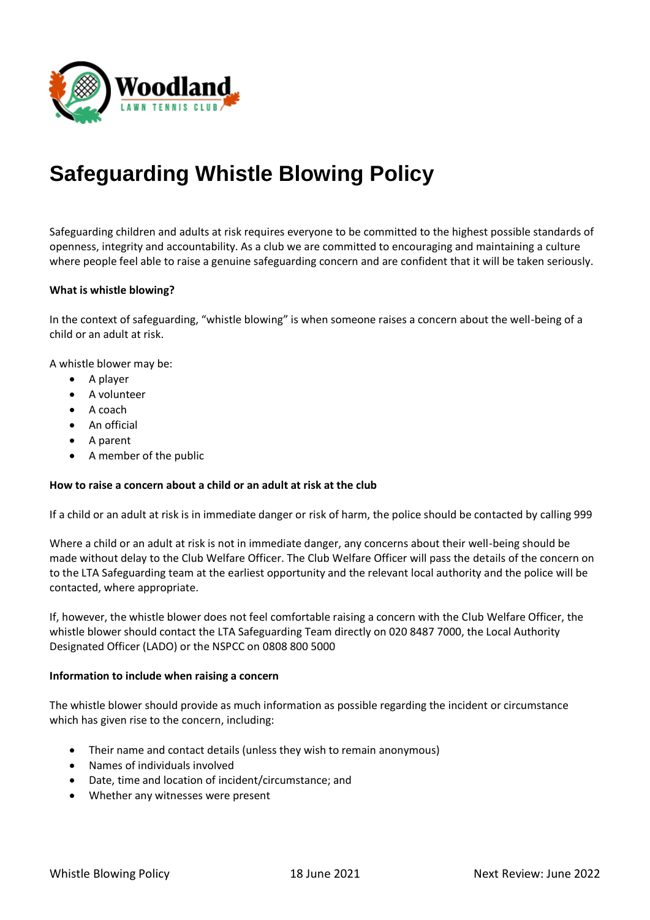# Safeguarding Whistle Blowing Policy

Safeguarding children and adults at risk requires everyone to be committed to the highest possible standards of openness, integrity and accountability. As a club we are committed to encouraging and maintaining a culture where people feel able to raise a genuine safeguarding concern and are confident that it will be taken seriously.

**What is whistle blowing?**

In the context of safeguarding, "whistle blowing" is when someone raises a concern about the well-being of a child or an adult at risk.

A whistle blower may be:

- A player
- A volunteer
- A coach
- An official
- A parent
- A member of the public

**How to raise a concern about a child or an adult at risk at the club**

If a child or an adult at risk is in immediate danger or risk of harm, the police should be contacted by calling 999

Where a child or an adult at risk is not in immediate danger, any concerns about their well-being should be made without delay to the Club Welfare Officer. The Club Welfare Officer will pass the details of the concern on to the LTA Safeguarding team at the earliest opportunity and the relevant local authority and the police will be contacted, where appropriate.

If, however, the whistle blower does not feel comfortable raising a concern with the Club Welfare Officer, the whistle blower should contact the LTA Safeguarding Team directly on 020 8487 7000, the Local Authority Designated Officer (LADO) or the NSPCC on 0808 800 5000

**Information to include when raising a concern**

The whistle blower should provide as much information as possible regarding the incident or circumstance which has given rise to the concern, including:

- Their name and contact details (unless they wish to remain anonymous)
- Names of individuals involved
- Date, time and location of incident/circumstance; and
- Whether any witnesses were present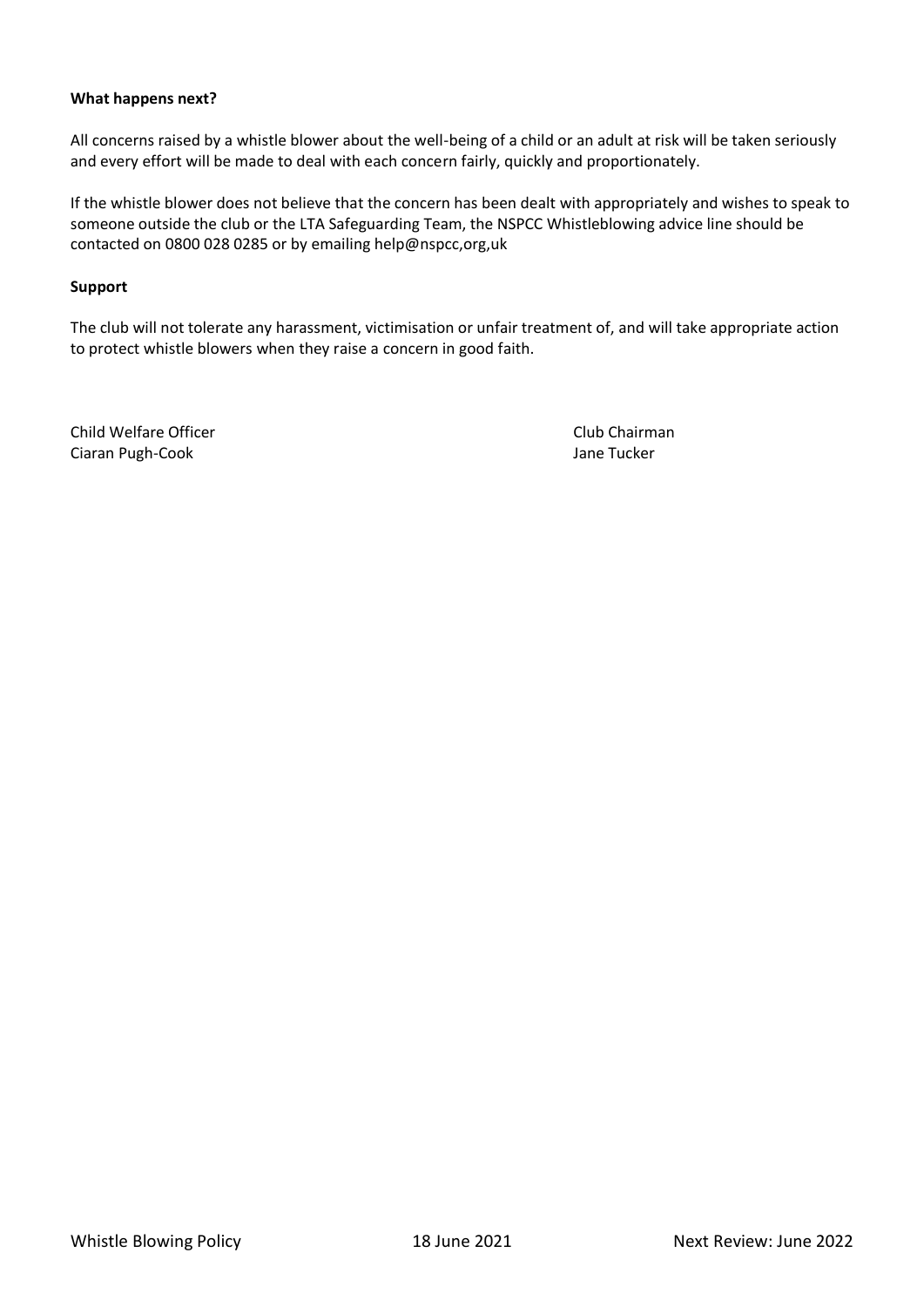**What happens next?**

All concerns raised by a whistle blower about the well-being of a child or an adult at risk will be taken seriously and every effort will be made to deal with each concern fairly, quickly and proportionately.

If the whistle blower does not believe that the concern has been dealt with appropriately and wishes to speak to someone outside the club or the LTA Safeguarding Team, the NSPCC Whistleblowing advice line should be contacted on 0800 028 0285 or by emailing help@nspcc,org,uk

**Support**

The club will not tolerate any harassment, victimisation or unfair treatment of, and will take appropriate action to protect whistle blowers when they raise a concern in good faith.

Child Welfare Officer
Ciaran Pugh-Cook

Club Chairman
Jane Tucker

Whistle Blowing Policy 18 June 2021 Next Review: June 2022